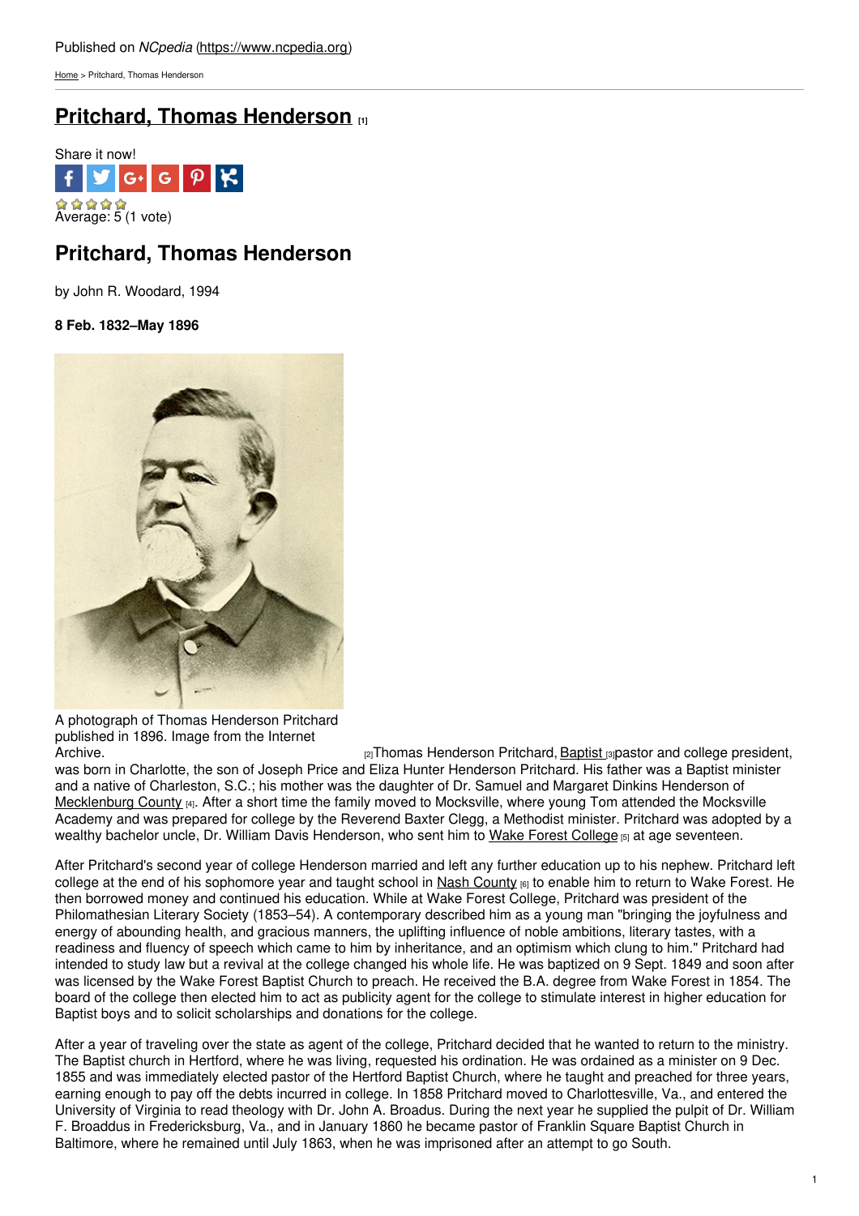Published on *NCpedia* (https://www.ncpedia.org)

Home > Pritchard, Thomas Henderson

# Pritchard, Thomas Henderson [1]

Share it now!

Average: 5 (1 vote)

## Pritchard, Thomas Henderson

by John R. Woodard, 1994

**8 Feb. 1832–May 1896**

A photograph of Thomas Henderson Pritchard published in 1896. Image from the Internet Archive. [2]

Thomas Henderson Pritchard, Baptist [3] pastor and college president, was born in Charlotte, the son of Joseph Price and Eliza Hunter Henderson Pritchard. His father was a Baptist minister and a native of Charleston, S.C.; his mother was the daughter of Dr. Samuel and Margaret Dinkins Henderson of Mecklenburg County [4]. After a short time the family moved to Mocksville, where young Tom attended the Mocksville Academy and was prepared for college by the Reverend Baxter Clegg, a Methodist minister. Pritchard was adopted by a wealthy bachelor uncle, Dr. William Davis Henderson, who sent him to Wake Forest College [5] at age seventeen.

After Pritchard's second year of college Henderson married and left any further education up to his nephew. Pritchard left college at the end of his sophomore year and taught school in Nash County [6] to enable him to return to Wake Forest. He then borrowed money and continued his education. While at Wake Forest College, Pritchard was president of the Philomathesian Literary Society (1853–54). A contemporary described him as a young man "bringing the joyfulness and energy of abounding health, and gracious manners, the uplifting influence of noble ambitions, literary tastes, with a readiness and fluency of speech which came to him by inheritance, and an optimism which clung to him." Pritchard had intended to study law but a revival at the college changed his whole life. He was baptized on 9 Sept. 1849 and soon after was licensed by the Wake Forest Baptist Church to preach. He received the B.A. degree from Wake Forest in 1854. The board of the college then elected him to act as publicity agent for the college to stimulate interest in higher education for Baptist boys and to solicit scholarships and donations for the college.

After a year of traveling over the state as agent of the college, Pritchard decided that he wanted to return to the ministry. The Baptist church in Hertford, where he was living, requested his ordination. He was ordained as a minister on 9 Dec. 1855 and was immediately elected pastor of the Hertford Baptist Church, where he taught and preached for three years, earning enough to pay off the debts incurred in college. In 1858 Pritchard moved to Charlottesville, Va., and entered the University of Virginia to read theology with Dr. John A. Broadus. During the next year he supplied the pulpit of Dr. William F. Broaddus in Fredericksburg, Va., and in January 1860 he became pastor of Franklin Square Baptist Church in Baltimore, where he remained until July 1863, when he was imprisoned after an attempt to go South.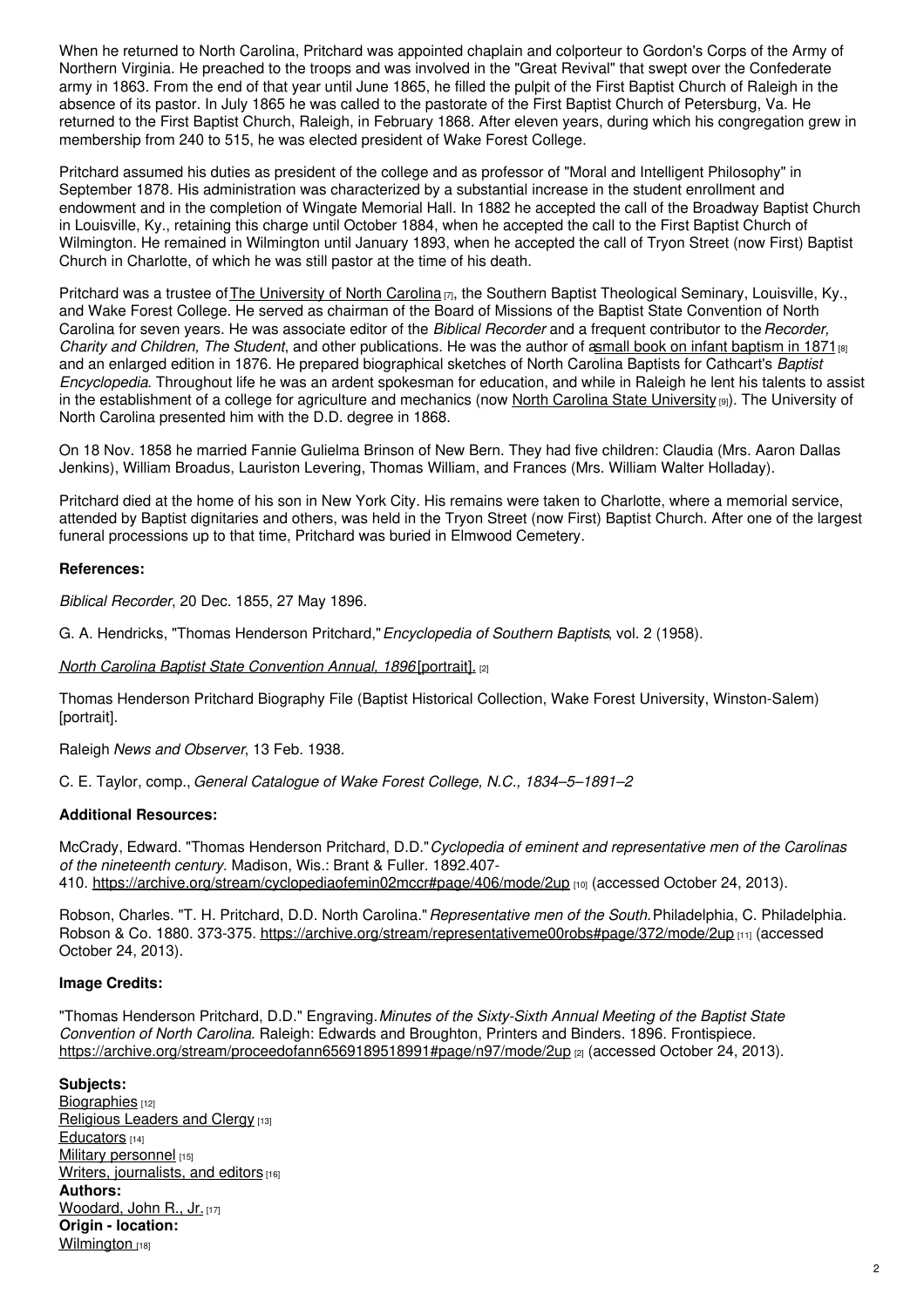When he returned to North Carolina, Pritchard was appointed chaplain and colporteur to Gordon's Corps of the Army of Northern Virginia. He preached to the troops and was involved in the "Great Revival" that swept over the Confederate army in 1863. From the end of that year until June 1865, he filled the pulpit of the First Baptist Church of Raleigh in the absence of its pastor. In July 1865 he was called to the pastorate of the First Baptist Church of Petersburg, Va. He returned to the First Baptist Church, Raleigh, in February 1868. After eleven years, during which his congregation grew in membership from 240 to 515, he was elected president of Wake Forest College.

Pritchard assumed his duties as president of the college and as professor of "Moral and Intelligent Philosophy" in September 1878. His administration was characterized by a substantial increase in the student enrollment and endowment and in the completion of Wingate Memorial Hall. In 1882 he accepted the call of the Broadway Baptist Church in Louisville, Ky., retaining this charge until October 1884, when he accepted the call to the First Baptist Church of Wilmington. He remained in Wilmington until January 1893, when he accepted the call of Tryon Street (now First) Baptist Church in Charlotte, of which he was still pastor at the time of his death.

Pritchard was a trustee of The University of North Carolina [7], the Southern Baptist Theological Seminary, Louisville, Ky., and Wake Forest College. He served as chairman of the Board of Missions of the Baptist State Convention of North Carolina for seven years. He was associate editor of the *Biblical Recorder* and a frequent contributor to the *Recorder, Charity and Children, The Student*, and other publications. He was the author of a small book on infant baptism in 1871 [8] and an enlarged edition in 1876. He prepared biographical sketches of North Carolina Baptists for Cathcart's *Baptist Encyclopedia*. Throughout life he was an ardent spokesman for education, and while in Raleigh he lent his talents to assist in the establishment of a college for agriculture and mechanics (now North Carolina State University [9]). The University of North Carolina presented him with the D.D. degree in 1868.

On 18 Nov. 1858 he married Fannie Gulielma Brinson of New Bern. They had five children: Claudia (Mrs. Aaron Dallas Jenkins), William Broadus, Lauriston Levering, Thomas William, and Frances (Mrs. William Walter Holladay).

Pritchard died at the home of his son in New York City. His remains were taken to Charlotte, where a memorial service, attended by Baptist dignitaries and others, was held in the Tryon Street (now First) Baptist Church. After one of the largest funeral processions up to that time, Pritchard was buried in Elmwood Cemetery.

**References:**

*Biblical Recorder*, 20 Dec. 1855, 27 May 1896.

G. A. Hendricks, "Thomas Henderson Pritchard," *Encyclopedia of Southern Baptists*, vol. 2 (1958).

*North Carolina Baptist State Convention Annual, 1896* [portrait]. [2]

Thomas Henderson Pritchard Biography File (Baptist Historical Collection, Wake Forest University, Winston-Salem) [portrait].

Raleigh *News and Observer*, 13 Feb. 1938.

C. E. Taylor, comp., *General Catalogue of Wake Forest College, N.C., 1834–5–1891–2*

**Additional Resources:**

McCrady, Edward. "Thomas Henderson Pritchard, D.D." *Cyclopedia of eminent and representative men of the Carolinas of the nineteenth century*. Madison, Wis.: Brant & Fuller. 1892.407-410. https://archive.org/stream/cyclopediaofemin02mccr#page/406/mode/2up [10] (accessed October 24, 2013).

Robson, Charles. "T. H. Pritchard, D.D. North Carolina." *Representative men of the South.* Philadelphia, C. Philadelphia. Robson & Co. 1880. 373-375. https://archive.org/stream/representativeme00robs#page/372/mode/2up [11] (accessed October 24, 2013).

**Image Credits:**

"Thomas Henderson Pritchard, D.D." Engraving. *Minutes of the Sixty-Sixth Annual Meeting of the Baptist State Convention of North Carolina*. Raleigh: Edwards and Broughton, Printers and Binders. 1896. Frontispiece. https://archive.org/stream/proceedofann6569189518991#page/n97/mode/2up [2] (accessed October 24, 2013).

**Subjects:**
Biographies [12]
Religious Leaders and Clergy [13]
Educators [14]
Military personnel [15]
Writers, journalists, and editors [16]
**Authors:**
Woodard, John R., Jr. [17]
**Origin - location:**
Wilmington [18]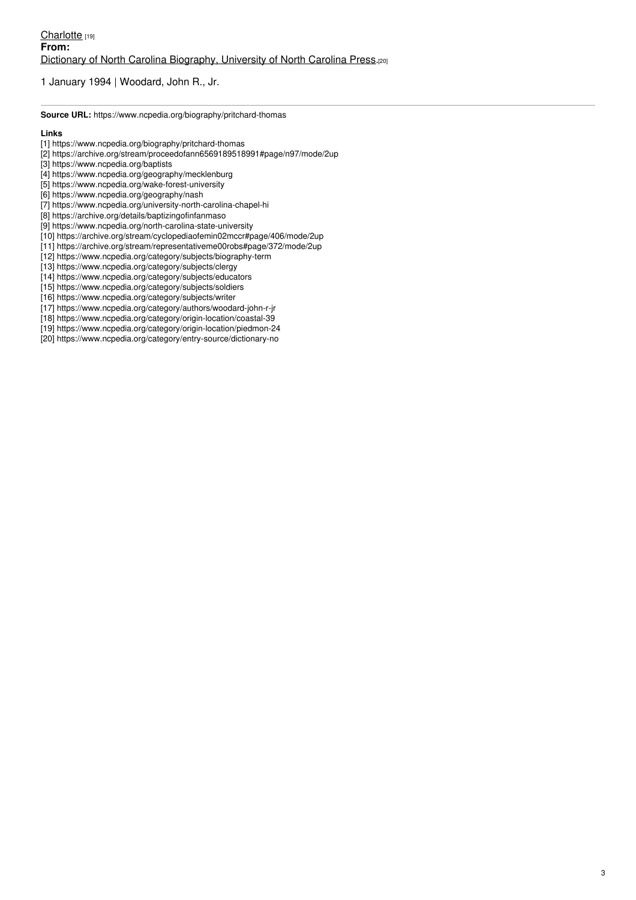Charlotte [19]
**From:**
Dictionary of North Carolina Biography, University of North Carolina Press.[20]

1 January 1994 | Woodard, John R., Jr.

---

**Source URL:** https://www.ncpedia.org/biography/pritchard-thomas

**Links**

[1] https://www.ncpedia.org/biography/pritchard-thomas
[2] https://archive.org/stream/proceedofann6569189518991#page/n97/mode/2up
[3] https://www.ncpedia.org/baptists
[4] https://www.ncpedia.org/geography/mecklenburg
[5] https://www.ncpedia.org/wake-forest-university
[6] https://www.ncpedia.org/geography/nash
[7] https://www.ncpedia.org/university-north-carolina-chapel-hi
[8] https://archive.org/details/baptizingofinfanmaso
[9] https://www.ncpedia.org/north-carolina-state-university
[10] https://archive.org/stream/cyclopediaofemin02mccr#page/406/mode/2up
[11] https://archive.org/stream/representativeme00robs#page/372/mode/2up
[12] https://www.ncpedia.org/category/subjects/biography-term
[13] https://www.ncpedia.org/category/subjects/clergy
[14] https://www.ncpedia.org/category/subjects/educators
[15] https://www.ncpedia.org/category/subjects/soldiers
[16] https://www.ncpedia.org/category/subjects/writer
[17] https://www.ncpedia.org/category/authors/woodard-john-r-jr
[18] https://www.ncpedia.org/category/origin-location/coastal-39
[19] https://www.ncpedia.org/category/origin-location/piedmon-24
[20] https://www.ncpedia.org/category/entry-source/dictionary-no